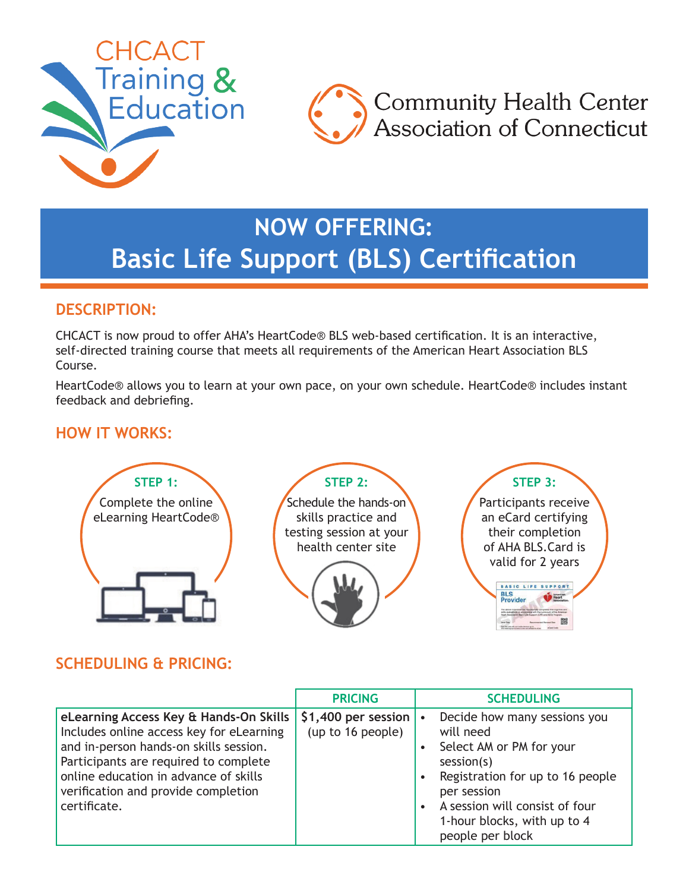CHCACT Training & Education

Community Health Center Association of Connecticut

# NOW OFFERING: Basic Life Support (BLS) Certification

## DESCRIPTION:

CHCACT is now proud to offer AHA's HeartCode® BLS web-based certification. It is an interactive, self-directed training course that meets all requirements of the American Heart Association BLS Course.

HeartCode® allows you to learn at your own pace, on your own schedule. HeartCode® includes instant feedback and debriefing.

## HOW IT WORKS:

**STEP 1:** Complete the online eLearning HeartCode®

**STEP 2:** Schedule the hands-on skills practice and testing session at your health center site

**STEP 3:** Participants receive an eCard certifying their completion of AHA BLS.Card is valid for 2 years

## SCHEDULING & PRICING:

| | PRICING | SCHEDULING |
|---|---|---|
| **eLearning Access Key & Hands-On Skills** Includes online access key for eLearning and in-person hands-on skills session. Participants are required to complete online education in advance of skills verification and provide completion certificate. | **$1,400 per session** (up to 16 people) | • Decide how many sessions you will need<br>• Select AM or PM for your session(s)<br>• Registration for up to 16 people per session<br>• A session will consist of four 1-hour blocks, with up to 4 people per block |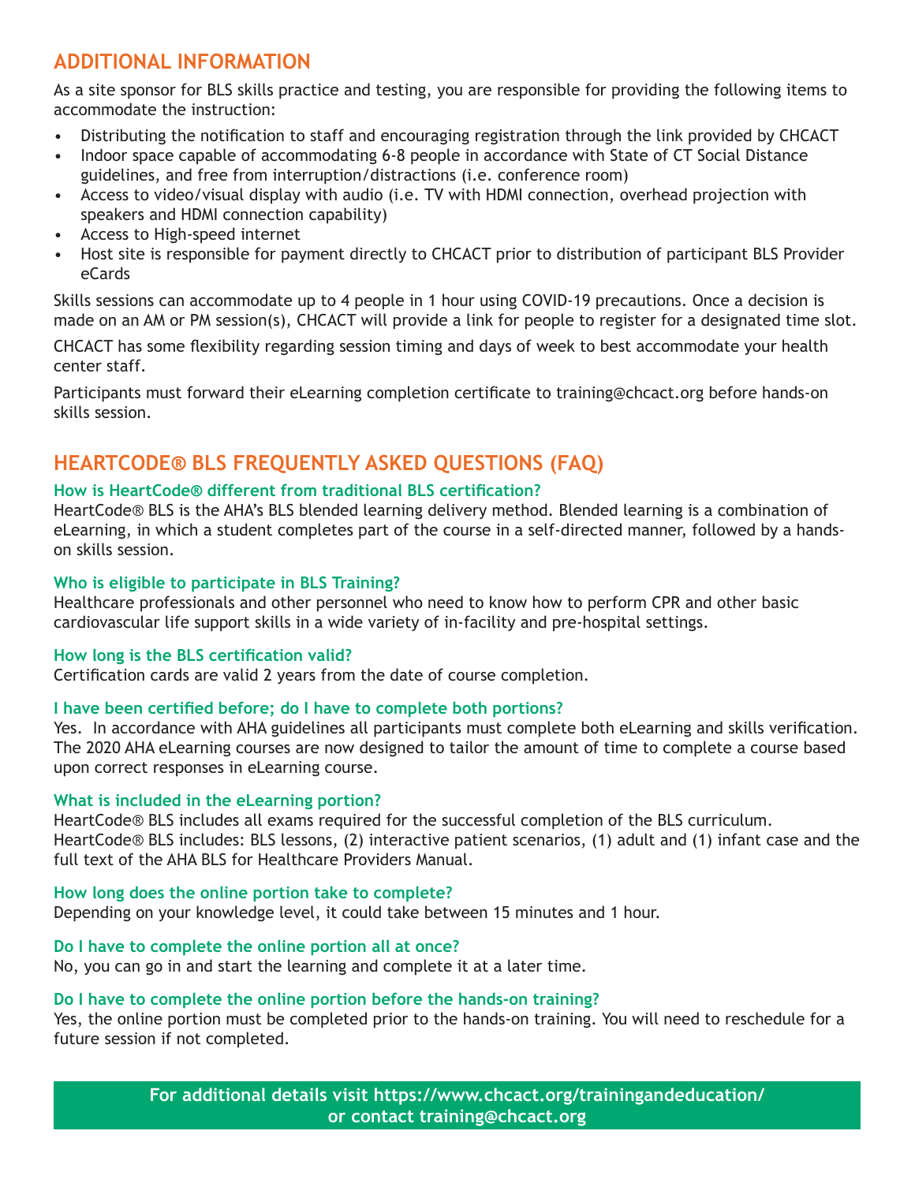## ADDITIONAL INFORMATION

As a site sponsor for BLS skills practice and testing, you are responsible for providing the following items to accommodate the instruction:

- Distributing the notification to staff and encouraging registration through the link provided by CHCACT
- Indoor space capable of accommodating 6-8 people in accordance with State of CT Social Distance guidelines, and free from interruption/distractions (i.e. conference room)
- Access to video/visual display with audio (i.e. TV with HDMI connection, overhead projection with speakers and HDMI connection capability)
- Access to High-speed internet
- Host site is responsible for payment directly to CHCACT prior to distribution of participant BLS Provider eCards

Skills sessions can accommodate up to 4 people in 1 hour using COVID-19 precautions. Once a decision is made on an AM or PM session(s), CHCACT will provide a link for people to register for a designated time slot.

CHCACT has some flexibility regarding session timing and days of week to best accommodate your health center staff.

Participants must forward their eLearning completion certificate to training@chcact.org before hands-on skills session.

## HEARTCODE® BLS FREQUENTLY ASKED QUESTIONS (FAQ)

### How is HeartCode® different from traditional BLS certification?

HeartCode® BLS is the AHA's BLS blended learning delivery method. Blended learning is a combination of eLearning, in which a student completes part of the course in a self-directed manner, followed by a hands-on skills session.

### Who is eligible to participate in BLS Training?

Healthcare professionals and other personnel who need to know how to perform CPR and other basic cardiovascular life support skills in a wide variety of in-facility and pre-hospital settings.

### How long is the BLS certification valid?

Certification cards are valid 2 years from the date of course completion.

### I have been certified before; do I have to complete both portions?

Yes. In accordance with AHA guidelines all participants must complete both eLearning and skills verification. The 2020 AHA eLearning courses are now designed to tailor the amount of time to complete a course based upon correct responses in eLearning course.

### What is included in the eLearning portion?

HeartCode® BLS includes all exams required for the successful completion of the BLS curriculum. HeartCode® BLS includes: BLS lessons, (2) interactive patient scenarios, (1) adult and (1) infant case and the full text of the AHA BLS for Healthcare Providers Manual.

### How long does the online portion take to complete?

Depending on your knowledge level, it could take between 15 minutes and 1 hour.

### Do I have to complete the online portion all at once?

No, you can go in and start the learning and complete it at a later time.

### Do I have to complete the online portion before the hands-on training?

Yes, the online portion must be completed prior to the hands-on training. You will need to reschedule for a future session if not completed.

**For additional details visit https://www.chcact.org/trainingandeducation/ or contact training@chcact.org**